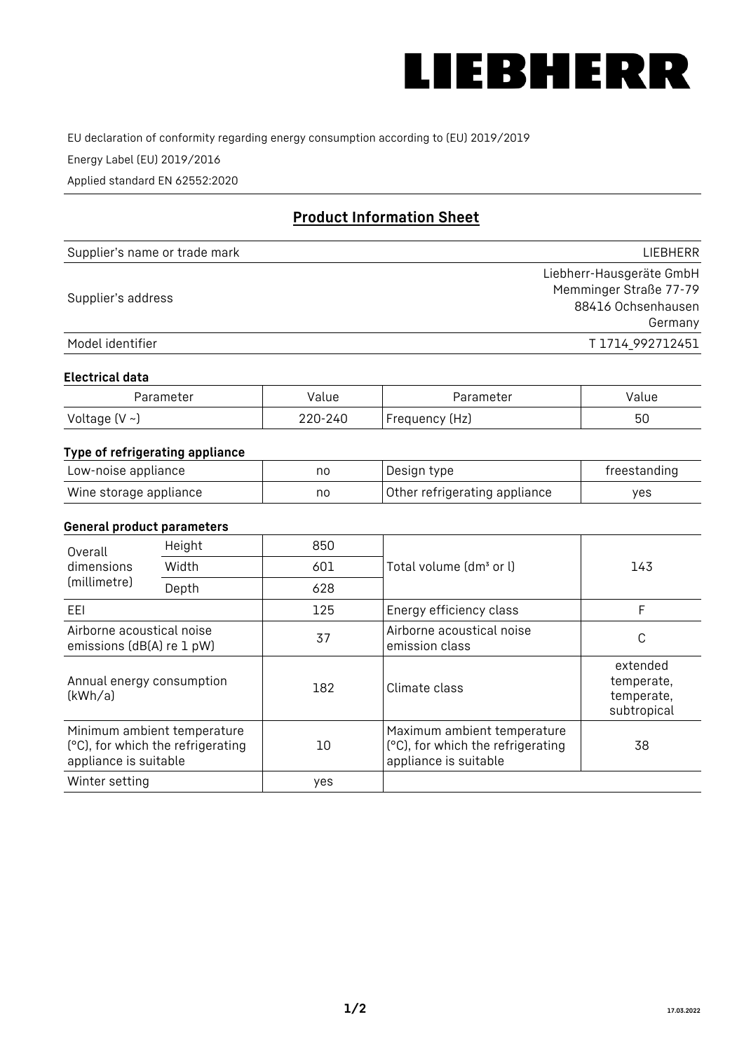LIEBHERR

EU declaration of conformity regarding energy consumption according to (EU) 2019/2019

Energy Label (EU) 2019/2016

Applied standard EN 62552:2020

## Product Information Sheet

| | |
|---|---|
| Supplier's name or trade mark | LIEBHERR |
| Supplier's address | Liebherr-Hausgeräte GmbH<br>Memminger Straße 77-79<br>88416 Ochsenhausen<br>Germany |
| Model identifier | T 1714_992712451 |

### Electrical data

| Parameter | Value | Parameter | Value |
|---|---|---|---|
| Voltage (V ~) | 220-240 | Frequency (Hz) | 50 |

### Type of refrigerating appliance

| | | | |
|---|---|---|---|
| Low-noise appliance | no | Design type | freestanding |
| Wine storage appliance | no | Other refrigerating appliance | yes |

### General product parameters

| | | | | |
|---|---|---|---|---|
| Overall dimensions (millimetre) | Height | 850 | Total volume (dm³ or l) | 143 |
| | Width | 601 | | |
| | Depth | 628 | | |
| EEI | | 125 | Energy efficiency class | F |
| Airborne acoustical noise emissions (dB(A) re 1 pW) | | 37 | Airborne acoustical noise emission class | C |
| Annual energy consumption (kWh/a) | | 182 | Climate class | extended temperate, temperate, subtropical |
| Minimum ambient temperature (°C), for which the refrigerating appliance is suitable | | 10 | Maximum ambient temperature (°C), for which the refrigerating appliance is suitable | 38 |
| Winter setting | | yes | | |

17.03.2022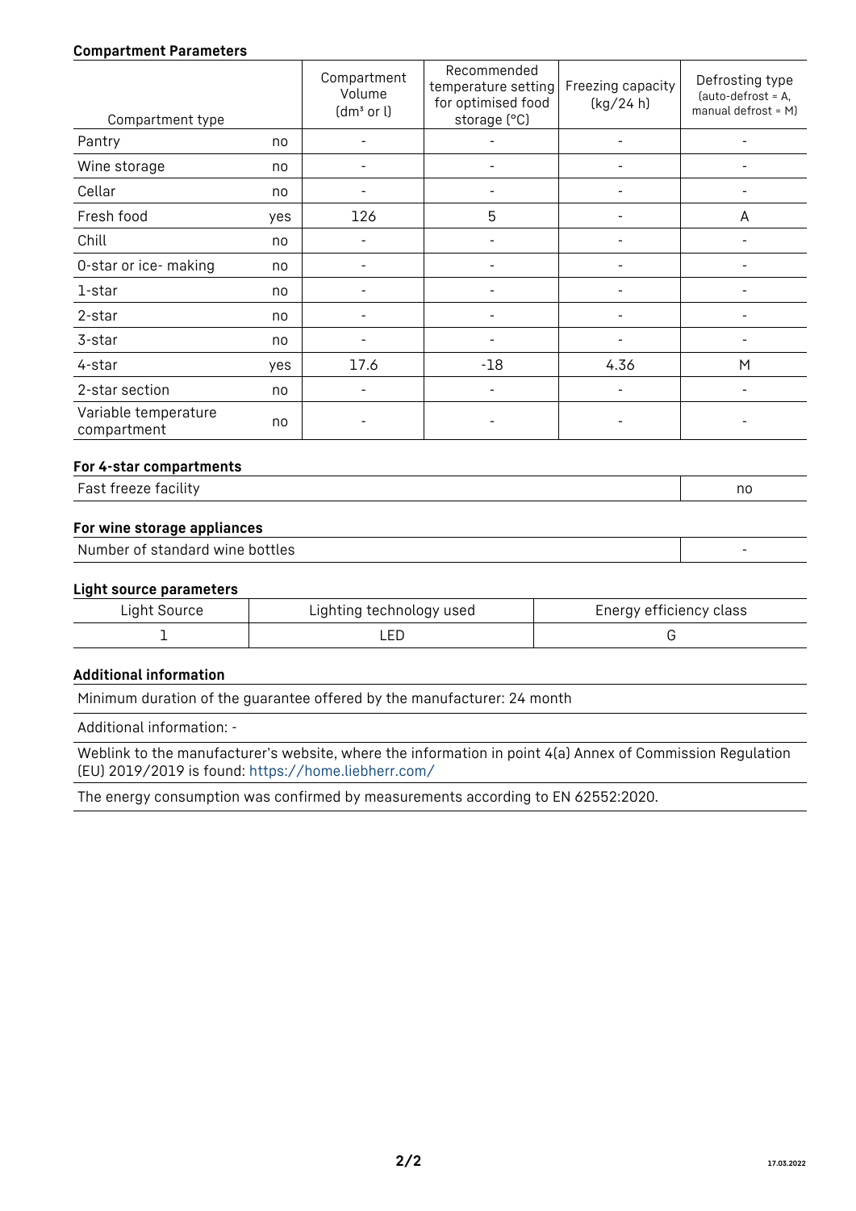### Compartment Parameters

| Compartment type | | Compartment Volume (dm³ or l) | Recommended temperature setting for optimised food storage (°C) | Freezing capacity (kg/24 h) | Defrosting type (auto-defrost = A, manual defrost = M) |
|---|---|---|---|---|---|
| Pantry | no | - | - | - | - |
| Wine storage | no | - | - | - | - |
| Cellar | no | - | - | - | - |
| Fresh food | yes | 126 | 5 | - | A |
| Chill | no | - | - | - | - |
| 0-star or ice- making | no | - | - | - | - |
| 1-star | no | - | - | - | - |
| 2-star | no | - | - | - | - |
| 3-star | no | - | - | - | - |
| 4-star | yes | 17.6 | -18 | 4.36 | M |
| 2-star section | no | - | - | - | - |
| Variable temperature compartment | no | - | - | - | - |

### For 4-star compartments

| | |
|---|---|
| Fast freeze facility | no |

### For wine storage appliances

| | |
|---|---|
| Number of standard wine bottles | - |

### Light source parameters

| Light Source | Lighting technology used | Energy efficiency class |
|---|---|---|
| 1 | LED | G |

### Additional information

Minimum duration of the guarantee offered by the manufacturer: 24 month

Additional information: -

Weblink to the manufacturer's website, where the information in point 4(a) Annex of Commission Regulation (EU) 2019/2019 is found: https://home.liebherr.com/

The energy consumption was confirmed by measurements according to EN 62552:2020.

17.03.2022